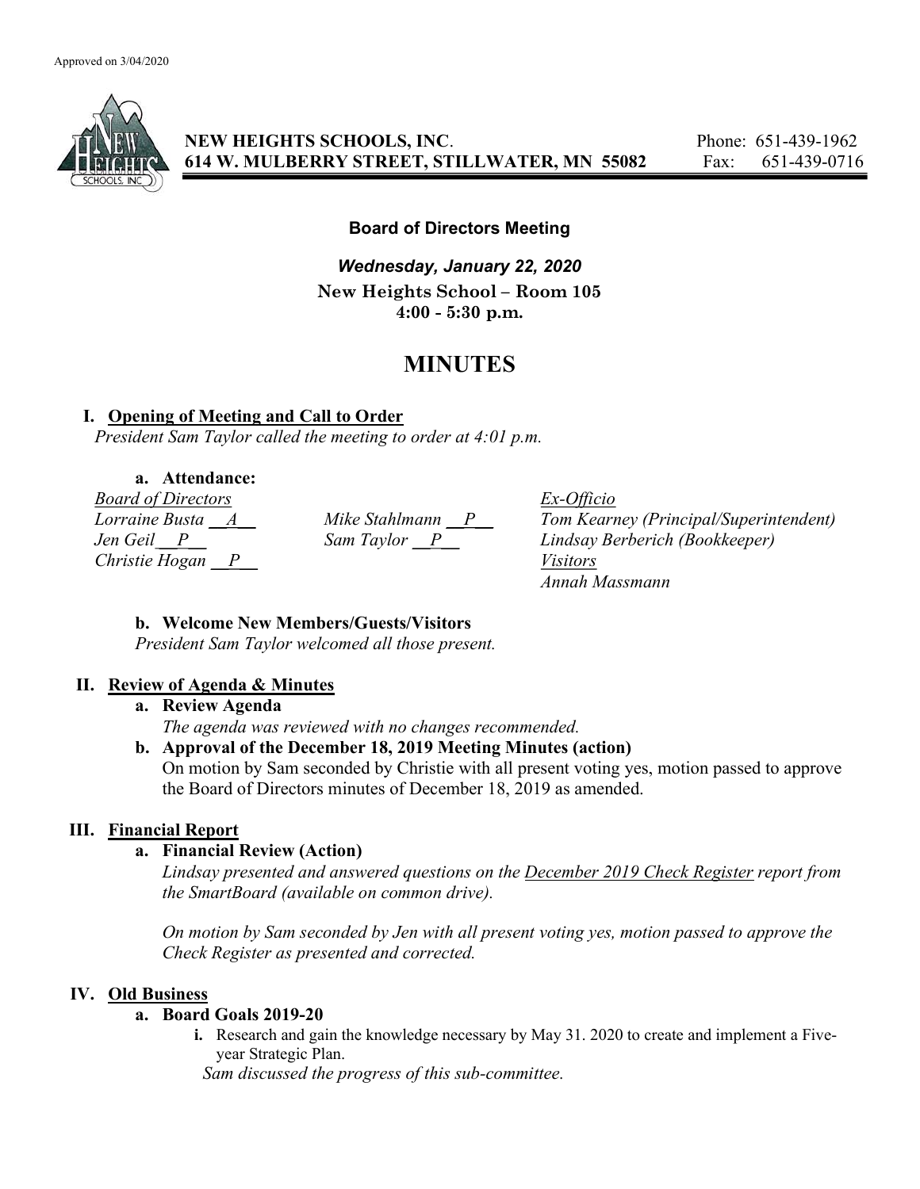Approved on 3/04/2020

**NEW HEIGHTS SCHOOLS, INC.**
**614 W. MULBERRY STREET, STILLWATER, MN 55082**

Phone: 651-439-1962
Fax: 651-439-0716

**Board of Directors Meeting**

***Wednesday, January 22, 2020***
**New Heights School – Room 105**
**4:00 - 5:30 p.m.**

# MINUTES

## I. Opening of Meeting and Call to Order

*President Sam Taylor called the meeting to order at 4:01 p.m.*

### a. Attendance:

*Board of Directors*
*Lorraine Busta __A__*
*Jen Geil __P__*
*Christie Hogan __P__*
*Mike Stahlmann __P__*
*Sam Taylor __P__*

*Ex-Officio*
*Tom Kearney (Principal/Superintendent)*
*Lindsay Berberich (Bookkeeper)*

*Visitors*
*Annah Massmann*

### b. Welcome New Members/Guests/Visitors

*President Sam Taylor welcomed all those present.*

## II. Review of Agenda & Minutes

### a. Review Agenda

*The agenda was reviewed with no changes recommended.*

### b. Approval of the December 18, 2019 Meeting Minutes (action)

On motion by Sam seconded by Christie with all present voting yes, motion passed to approve the Board of Directors minutes of December 18, 2019 as amended.

## III. Financial Report

### a. Financial Review (Action)

*Lindsay presented and answered questions on the December 2019 Check Register report from the SmartBoard (available on common drive).*

*On motion by Sam seconded by Jen with all present voting yes, motion passed to approve the Check Register as presented and corrected.*

## IV. Old Business

### a. Board Goals 2019-20

i. Research and gain the knowledge necessary by May 31. 2020 to create and implement a Five-year Strategic Plan.

*Sam discussed the progress of this sub-committee.*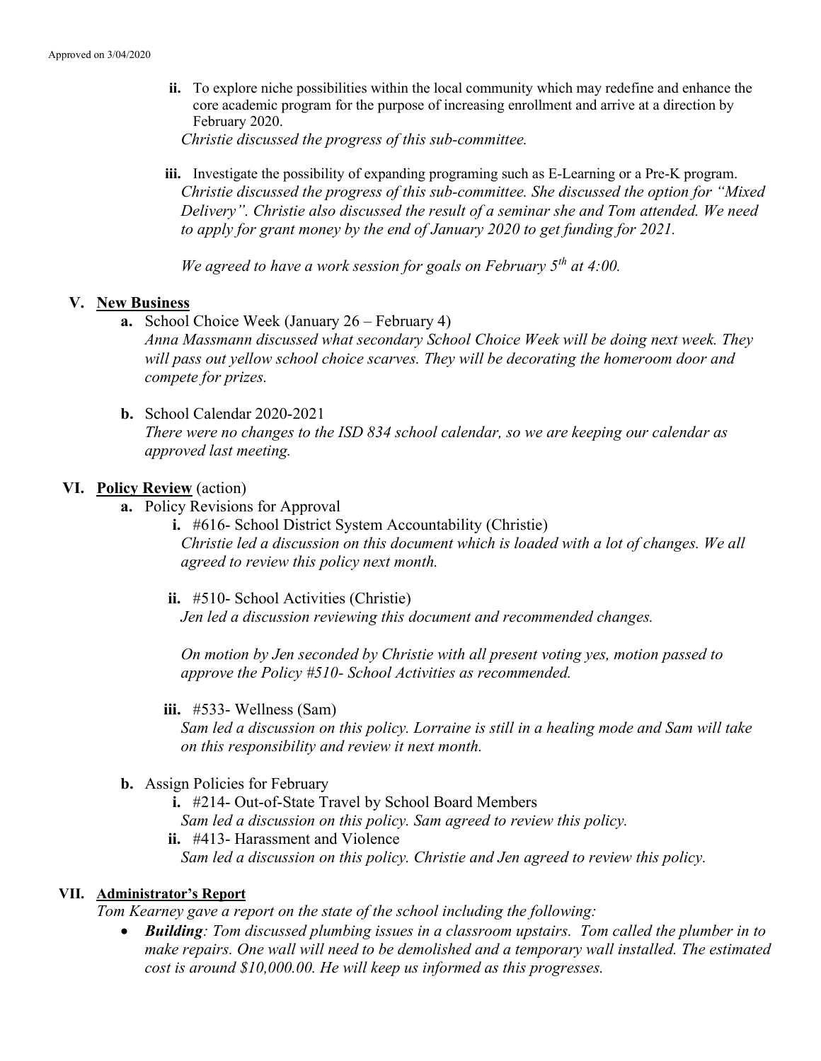Approved on 3/04/2020

ii. To explore niche possibilities within the local community which may redefine and enhance the core academic program for the purpose of increasing enrollment and arrive at a direction by February 2020.
*Christie discussed the progress of this sub-committee.*

iii. Investigate the possibility of expanding programing such as E-Learning or a Pre-K program.
*Christie discussed the progress of this sub-committee. She discussed the option for "Mixed Delivery". Christie also discussed the result of a seminar she and Tom attended. We need to apply for grant money by the end of January 2020 to get funding for 2021.*

*We agreed to have a work session for goals on February 5th at 4:00.*

## V. New Business

**a.** School Choice Week (January 26 – February 4)
*Anna Massmann discussed what secondary School Choice Week will be doing next week. They will pass out yellow school choice scarves. They will be decorating the homeroom door and compete for prizes.*

**b.** School Calendar 2020-2021
*There were no changes to the ISD 834 school calendar, so we are keeping our calendar as approved last meeting.*

## VI. Policy Review (action)

**a.** Policy Revisions for Approval

i. #616- School District System Accountability (Christie)
*Christie led a discussion on this document which is loaded with a lot of changes. We all agreed to review this policy next month.*

ii. #510- School Activities (Christie)
*Jen led a discussion reviewing this document and recommended changes.*

*On motion by Jen seconded by Christie with all present voting yes, motion passed to approve the Policy #510- School Activities as recommended.*

iii. #533- Wellness (Sam)
*Sam led a discussion on this policy. Lorraine is still in a healing mode and Sam will take on this responsibility and review it next month.*

**b.** Assign Policies for February

i. #214- Out-of-State Travel by School Board Members
*Sam led a discussion on this policy. Sam agreed to review this policy.*

ii. #413- Harassment and Violence
*Sam led a discussion on this policy. Christie and Jen agreed to review this policy.*

## VII. Administrator's Report

*Tom Kearney gave a report on the state of the school including the following:*

- ***Building**: Tom discussed plumbing issues in a classroom upstairs. Tom called the plumber in to make repairs. One wall will need to be demolished and a temporary wall installed. The estimated cost is around $10,000.00. He will keep us informed as this progresses.*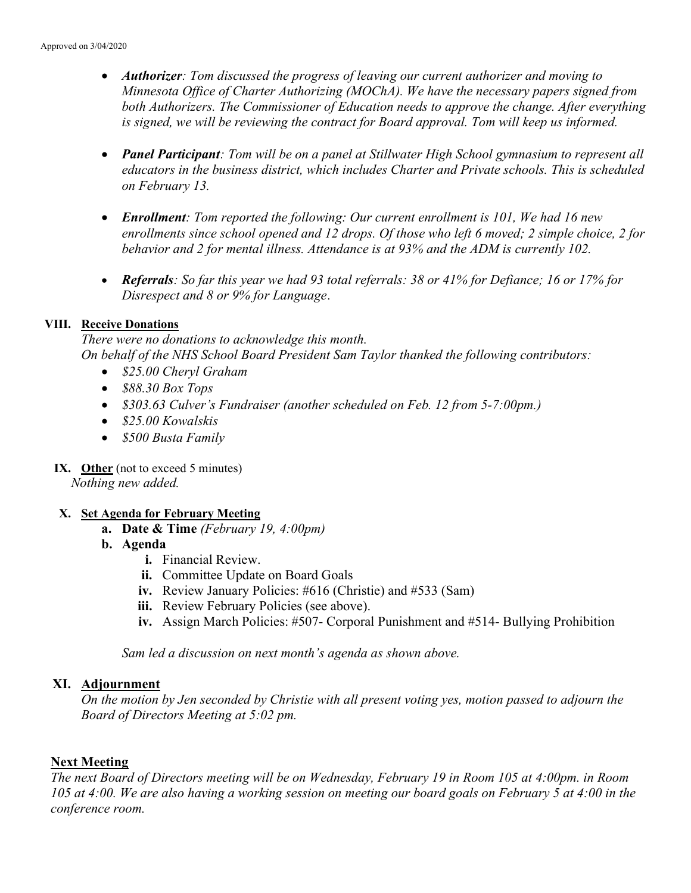Approved on 3/04/2020

- ***Authorizer****: Tom discussed the progress of leaving our current authorizer and moving to Minnesota Office of Charter Authorizing (MOChA). We have the necessary papers signed from both Authorizers. The Commissioner of Education needs to approve the change. After everything is signed, we will be reviewing the contract for Board approval. Tom will keep us informed.*

- ***Panel Participant****: Tom will be on a panel at Stillwater High School gymnasium to represent all educators in the business district, which includes Charter and Private schools. This is scheduled on February 13.*

- ***Enrollment****: Tom reported the following: Our current enrollment is 101, We had 16 new enrollments since school opened and 12 drops. Of those who left 6 moved; 2 simple choice, 2 for behavior and 2 for mental illness. Attendance is at 93% and the ADM is currently 102.*

- ***Referrals****: So far this year we had 93 total referrals: 38 or 41% for Defiance; 16 or 17% for Disrespect and 8 or 9% for Language*.

**VIII. <u>Receive Donations</u>**

*There were no donations to acknowledge this month.*
*On behalf of the NHS School Board President Sam Taylor thanked the following contributors:*

- *$25.00 Cheryl Graham*
- *$88.30 Box Tops*
- *$303.63 Culver's Fundraiser (another scheduled on Feb. 12 from 5-7:00pm.)*
- *$25.00 Kowalskis*
- *$500 Busta Family*

**IX. <u>Other</u>** (not to exceed 5 minutes)
*Nothing new added.*

**X. <u>Set Agenda for February Meeting</u>**

a. **Date & Time** *(February 19, 4:00pm)*

b. **Agenda**

  i. Financial Review.
  ii. Committee Update on Board Goals
  iv. Review January Policies: #616 (Christie) and #533 (Sam)
  iii. Review February Policies (see above).
  iv. Assign March Policies: #507- Corporal Punishment and #514- Bullying Prohibition

*Sam led a discussion on next month's agenda as shown above.*

**XI. <u>Adjournment</u>**

*On the motion by Jen seconded by Christie with all present voting yes, motion passed to adjourn the Board of Directors Meeting at 5:02 pm.*

**<u>Next Meeting</u>**

*The next Board of Directors meeting will be on Wednesday, February 19 in Room 105 at 4:00pm. in Room 105 at 4:00. We are also having a working session on meeting our board goals on February 5 at 4:00 in the conference room.*